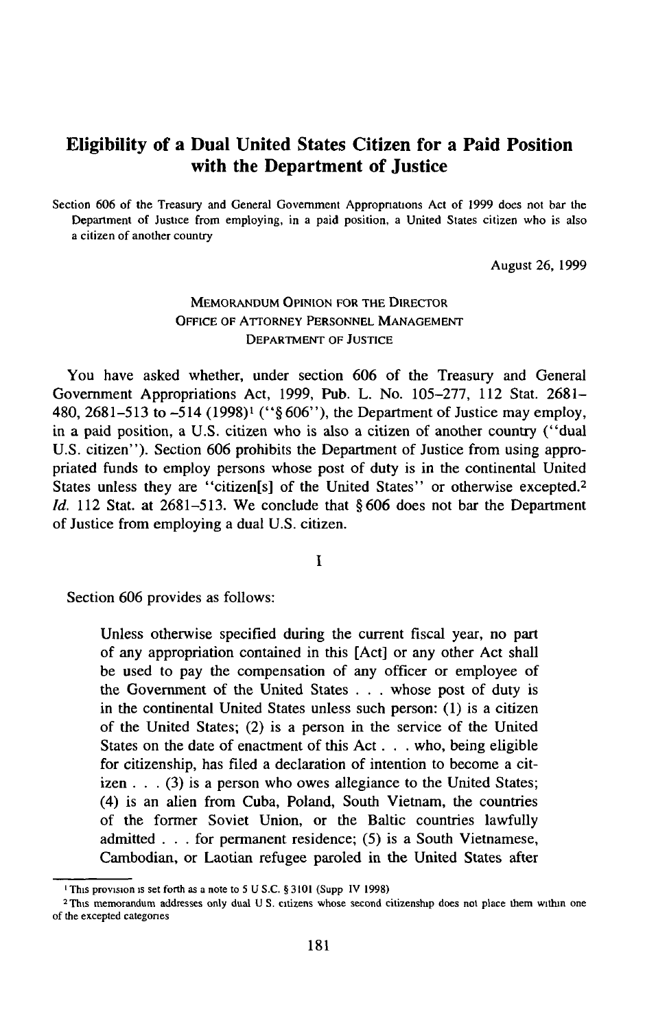# Eligibility of a Dual United States Citizen for a Paid Position with the Department of Justice

Section 606 of the Treasury and General Government Appropriations Act of 1999 does not bar the Department of Justice from employing, in a paid position, a United States citizen who is also a citizen of another country

August 26, 1999

MEMORANDUM OPINION FOR THE DIRECTOR
OFFICE OF ATTORNEY PERSONNEL MANAGEMENT
DEPARTMENT OF JUSTICE

You have asked whether, under section 606 of the Treasury and General Government Appropriations Act, 1999, Pub. L. No. 105–277, 112 Stat. 2681–480, 2681–513 to –514 (1998)[1] ("§ 606"), the Department of Justice may employ, in a paid position, a U.S. citizen who is also a citizen of another country ("dual U.S. citizen"). Section 606 prohibits the Department of Justice from using appropriated funds to employ persons whose post of duty is in the continental United States unless they are "citizen[s] of the United States" or otherwise excepted.[2] *Id.* 112 Stat. at 2681–513. We conclude that § 606 does not bar the Department of Justice from employing a dual U.S. citizen.

I

Section 606 provides as follows:

> Unless otherwise specified during the current fiscal year, no part of any appropriation contained in this [Act] or any other Act shall be used to pay the compensation of any officer or employee of the Government of the United States . . . whose post of duty is in the continental United States unless such person: (1) is a citizen of the United States; (2) is a person in the service of the United States on the date of enactment of this Act . . . who, being eligible for citizenship, has filed a declaration of intention to become a citizen . . . (3) is a person who owes allegiance to the United States; (4) is an alien from Cuba, Poland, South Vietnam, the countries of the former Soviet Union, or the Baltic countries lawfully admitted . . . for permanent residence; (5) is a South Vietnamese, Cambodian, or Laotian refugee paroled in the United States after

[1] This provision is set forth as a note to 5 U.S.C. § 3101 (Supp IV 1998)

[2] This memorandum addresses only dual U.S. citizens whose second citizenship does not place them within one of the excepted categories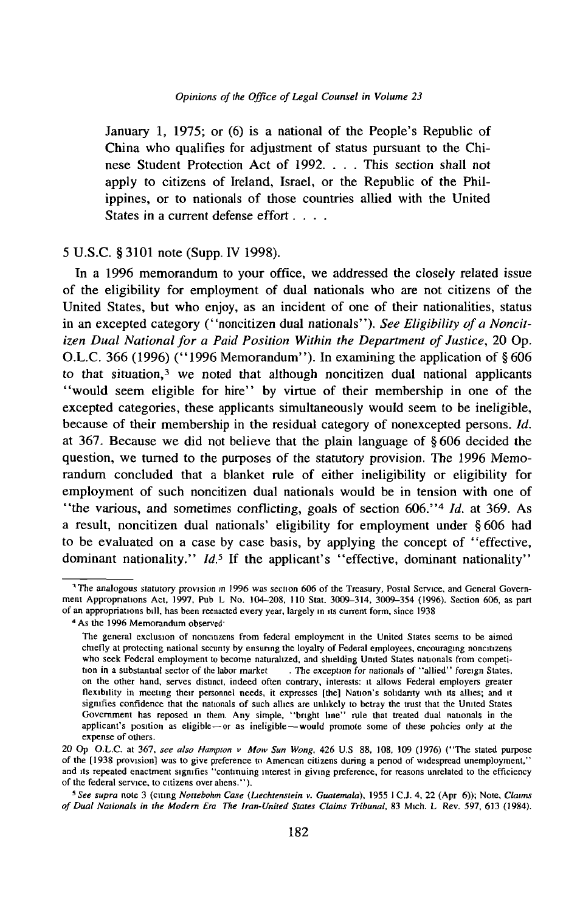> January 1, 1975; or (6) is a national of the People's Republic of China who qualifies for adjustment of status pursuant to the Chinese Student Protection Act of 1992. . . . This section shall not apply to citizens of Ireland, Israel, or the Republic of the Philippines, or to nationals of those countries allied with the United States in a current defense effort . . . .

5 U.S.C. § 3101 note (Supp. IV 1998).

In a 1996 memorandum to your office, we addressed the closely related issue of the eligibility for employment of dual nationals who are not citizens of the United States, but who enjoy, as an incident of one of their nationalities, status in an excepted category ("noncitizen dual nationals"). *See Eligibility of a Noncitizen Dual National for a Paid Position Within the Department of Justice*, 20 Op. O.L.C. 366 (1996) ("1996 Memorandum"). In examining the application of § 606 to that situation,[3] we noted that although noncitizen dual national applicants "would seem eligible for hire" by virtue of their membership in one of the excepted categories, these applicants simultaneously would seem to be ineligible, because of their membership in the residual category of nonexcepted persons. *Id.* at 367. Because we did not believe that the plain language of § 606 decided the question, we turned to the purposes of the statutory provision. The 1996 Memorandum concluded that a blanket rule of either ineligibility or eligibility for employment of such noncitizen dual nationals would be in tension with one of "the various, and sometimes conflicting, goals of section 606."[4] *Id.* at 369. As a result, noncitizen dual nationals' eligibility for employment under § 606 had to be evaluated on a case by case basis, by applying the concept of "effective, dominant nationality." *Id.*[5] If the applicant's "effective, dominant nationality"

---

[3] The analogous statutory provision in 1996 was section 606 of the Treasury, Postal Service, and General Government Appropriations Act, 1997, Pub L No. 104–208, 110 Stat. 3009–314, 3009–354 (1996). Section 606, as part of an appropriations bill, has been reenacted every year, largely in its current form, since 1938

[4] As the 1996 Memorandum observed:

> The general exclusion of noncitizens from federal employment in the United States seems to be aimed chiefly at protecting national security by ensuring the loyalty of Federal employees, encouraging noncitizens who seek Federal employment to become naturalized, and shielding United States nationals from competition in a substantial sector of the labor market . The exception for nationals of "allied" foreign States, on the other hand, serves distinct, indeed often contrary, interests: it allows Federal employers greater flexibility in meeting their personnel needs, it expresses [the] Nation's solidarity with its allies; and it signifies confidence that the nationals of such allies are unlikely to betray the trust that the United States Government has reposed in them. Any simple, "bright line" rule that treated dual nationals in the applicant's position as eligible—or as ineligible—would promote some of these policies only at the expense of others.

20 Op O.L.C. at 367, *see also Hampton v Mow Sun Wong*, 426 U.S 88, 108, 109 (1976) ("The stated purpose of the [1938 provision] was to give preference to American citizens during a period of widespread unemployment," and its repeated enactment signifies "continuing interest in giving preference, for reasons unrelated to the efficiency of the federal service, to citizens over aliens.").

[5] *See supra* note 3 (citing *Nottebohm Case (Liechtenstein v. Guatemala)*, 1955 I C.J. 4, 22 (Apr 6)); Note, *Claims of Dual Nationals in the Modern Era The Iran-United States Claims Tribunal*, 83 Mich. L Rev. 597, 613 (1984).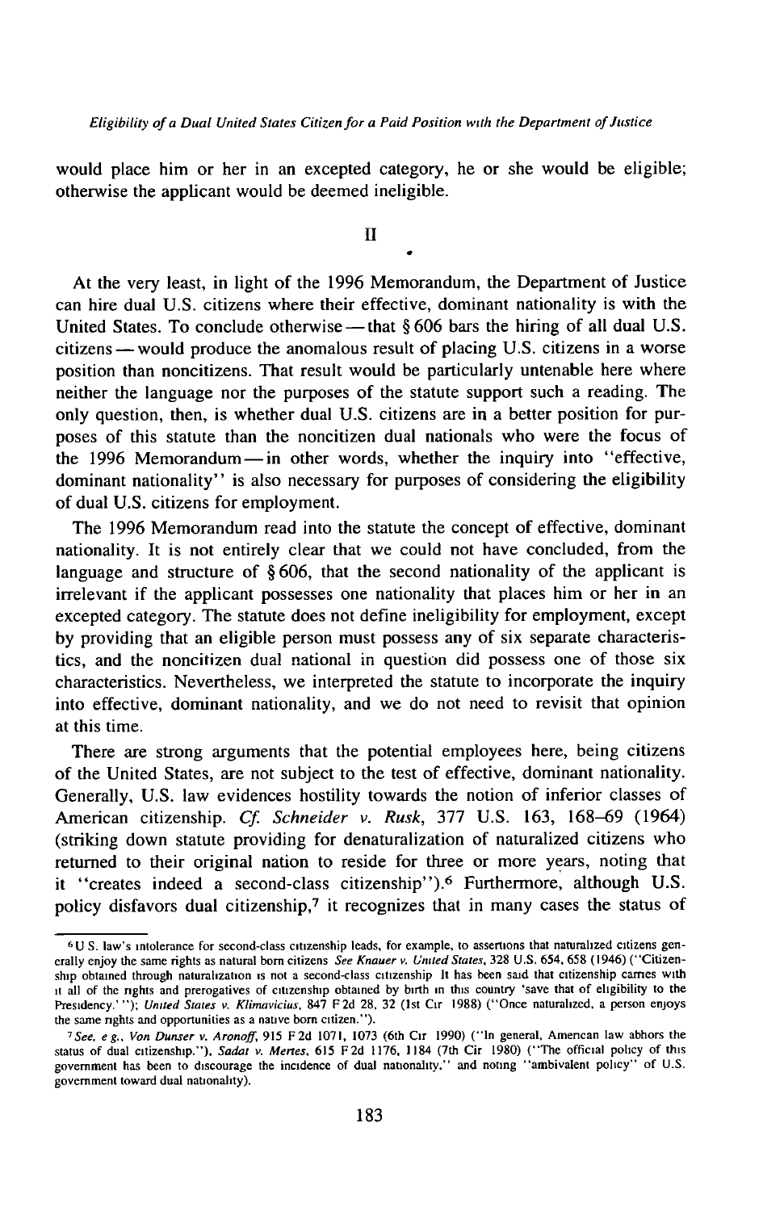would place him or her in an excepted category, he or she would be eligible; otherwise the applicant would be deemed ineligible.

## II

At the very least, in light of the 1996 Memorandum, the Department of Justice can hire dual U.S. citizens where their effective, dominant nationality is with the United States. To conclude otherwise — that § 606 bars the hiring of all dual U.S. citizens — would produce the anomalous result of placing U.S. citizens in a worse position than noncitizens. That result would be particularly untenable here where neither the language nor the purposes of the statute support such a reading. The only question, then, is whether dual U.S. citizens are in a better position for purposes of this statute than the noncitizen dual nationals who were the focus of the 1996 Memorandum — in other words, whether the inquiry into "effective, dominant nationality" is also necessary for purposes of considering the eligibility of dual U.S. citizens for employment.

The 1996 Memorandum read into the statute the concept of effective, dominant nationality. It is not entirely clear that we could not have concluded, from the language and structure of § 606, that the second nationality of the applicant is irrelevant if the applicant possesses one nationality that places him or her in an excepted category. The statute does not define ineligibility for employment, except by providing that an eligible person must possess any of six separate characteristics, and the noncitizen dual national in question did possess one of those six characteristics. Nevertheless, we interpreted the statute to incorporate the inquiry into effective, dominant nationality, and we do not need to revisit that opinion at this time.

There are strong arguments that the potential employees here, being citizens of the United States, are not subject to the test of effective, dominant nationality. Generally, U.S. law evidences hostility towards the notion of inferior classes of American citizenship. *Cf. Schneider v. Rusk*, 377 U.S. 163, 168–69 (1964) (striking down statute providing for denaturalization of naturalized citizens who returned to their original nation to reside for three or more years, noting that it "creates indeed a second-class citizenship").[6] Furthermore, although U.S. policy disfavors dual citizenship,[7] it recognizes that in many cases the status of

---

[6] U.S. law's intolerance for second-class citizenship leads, for example, to assertions that naturalized citizens generally enjoy the same rights as natural born citizens *See Knauer v. United States*, 328 U.S. 654, 658 (1946) ("Citizenship obtained through naturalization is not a second-class citizenship It has been said that citizenship carries with it all of the rights and prerogatives of citizenship obtained by birth in this country 'save that of eligibility to the Presidency.' "); *United States v. Klimavicius*, 847 F.2d 28, 32 (1st Cir 1988) ("Once naturalized, a person enjoys the same rights and opportunities as a native born citizen.").

[7] *See, e g., Von Dunser v. Aronoff*, 915 F.2d 1071, 1073 (6th Cir 1990) ("In general, American law abhors the status of dual citizenship."), *Sadat v. Mertes*, 615 F.2d 1176, 1184 (7th Cir 1980) ("The official policy of this government has been to discourage the incidence of dual nationality," and noting "ambivalent policy" of U.S. government toward dual nationality).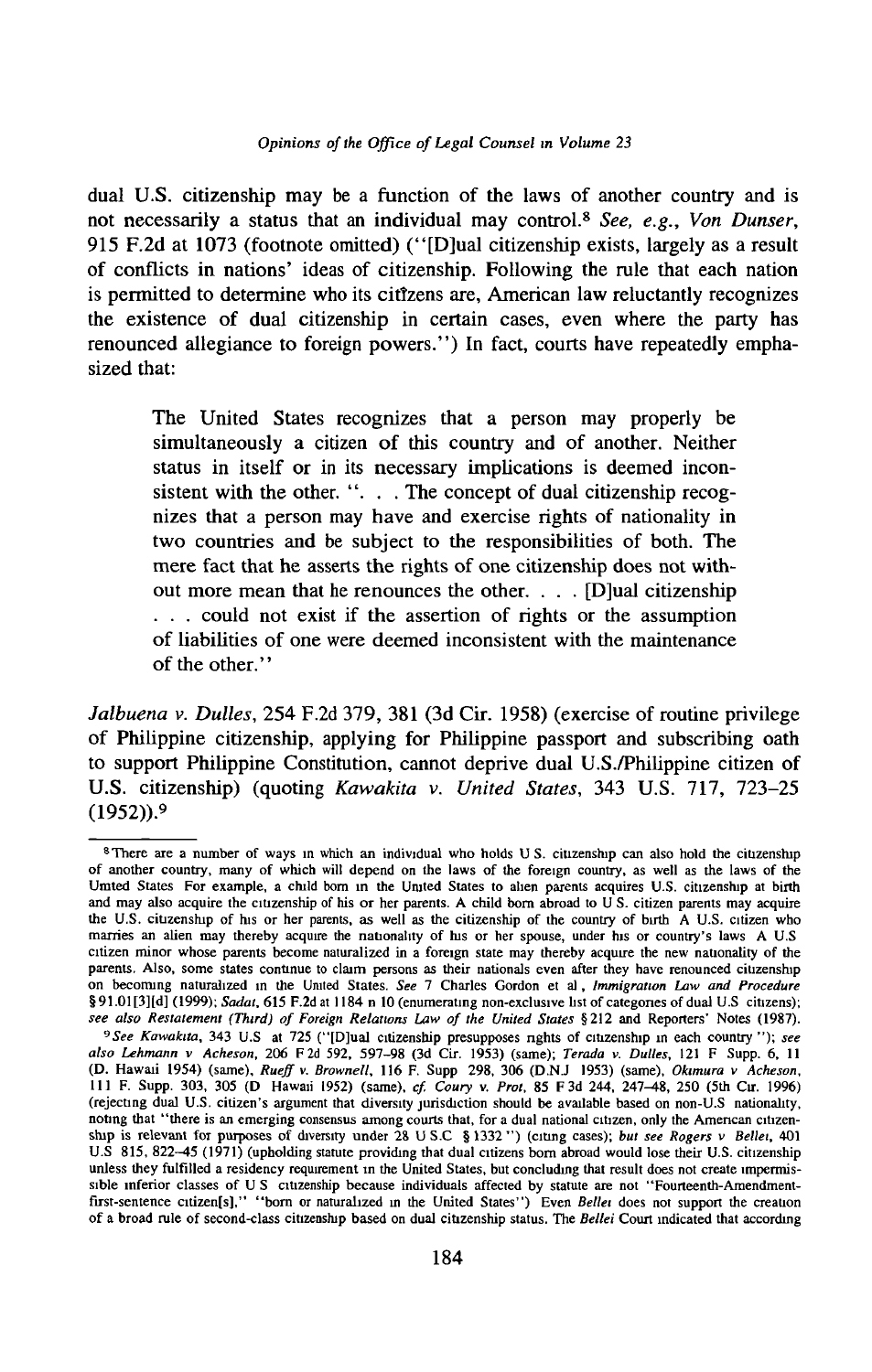dual U.S. citizenship may be a function of the laws of another country and is not necessarily a status that an individual may control.[8] *See, e.g.*, *Von Dunser*, 915 F.2d at 1073 (footnote omitted) ("[D]ual citizenship exists, largely as a result of conflicts in nations' ideas of citizenship. Following the rule that each nation is permitted to determine who its citizens are, American law reluctantly recognizes the existence of dual citizenship in certain cases, even where the party has renounced allegiance to foreign powers.") In fact, courts have repeatedly emphasized that:

> The United States recognizes that a person may properly be simultaneously a citizen of this country and of another. Neither status in itself or in its necessary implications is deemed inconsistent with the other. ". . . The concept of dual citizenship recognizes that a person may have and exercise rights of nationality in two countries and be subject to the responsibilities of both. The mere fact that he asserts the rights of one citizenship does not without more mean that he renounces the other. . . . [D]ual citizenship . . . could not exist if the assertion of rights or the assumption of liabilities of one were deemed inconsistent with the maintenance of the other."

*Jalbuena v. Dulles*, 254 F.2d 379, 381 (3d Cir. 1958) (exercise of routine privilege of Philippine citizenship, applying for Philippine passport and subscribing oath to support Philippine Constitution, cannot deprive dual U.S./Philippine citizen of U.S. citizenship) (quoting *Kawakita v. United States*, 343 U.S. 717, 723–25 (1952)).[9]

---

[8] There are a number of ways in which an individual who holds U.S. citizenship can also hold the citizenship of another country, many of which will depend on the laws of the foreign country, as well as the laws of the United States For example, a child born in the United States to alien parents acquires U.S. citizenship at birth and may also acquire the citizenship of his or her parents. A child born abroad to U.S. citizen parents may acquire the U.S. citizenship of his or her parents, as well as the citizenship of the country of birth A U.S. citizen who marries an alien may thereby acquire the nationality of his or her spouse, under his or country's laws A U.S citizen minor whose parents become naturalized in a foreign state may thereby acquire the new nationality of the parents. Also, some states continue to claim persons as their nationals even after they have renounced citizenship on becoming naturalized in the United States. *See* 7 Charles Gordon et al, *Immigration Law and Procedure* §91.01[3][d] (1999); *Sadat*, 615 F.2d at 1184 n 10 (enumerating non-exclusive list of categories of dual U.S citizens); *see also Restatement (Third) of Foreign Relations Law of the United States* §212 and Reporters' Notes (1987).

[9] *See Kawakita*, 343 U.S at 725 ("[D]ual citizenship presupposes rights of citizenship in each country "); *see also Lehmann v Acheson*, 206 F.2d 592, 597–98 (3d Cir. 1953) (same); *Terada v. Dulles*, 121 F Supp. 6, 11 (D. Hawaii 1954) (same), *Rueff v. Brownell*, 116 F. Supp 298, 306 (D.N.J 1953) (same), *Okimura v Acheson*, 111 F. Supp. 303, 305 (D Hawaii 1952) (same), *cf. Coury v. Prot*, 85 F.3d 244, 247–48, 250 (5th Cir. 1996) (rejecting dual U.S. citizen's argument that diversity jurisdiction should be available based on non-U.S nationality, noting that "there is an emerging consensus among courts that, for a dual national citizen, only the American citizenship is relevant for purposes of diversity under 28 U.S.C §1332 ") (citing cases); *but see Rogers v Bellei*, 401 U.S 815, 822–45 (1971) (upholding statute providing that dual citizens born abroad would lose their U.S. citizenship unless they fulfilled a residency requirement in the United States, but concluding that result does not create impermissible inferior classes of U.S citizenship because individuals affected by statute are not "Fourteenth-Amendment-first-sentence citizen[s]," "born or naturalized in the United States") Even *Bellei* does not support the creation of a broad rule of second-class citizenship based on dual citizenship status. The *Bellei* Court indicated that according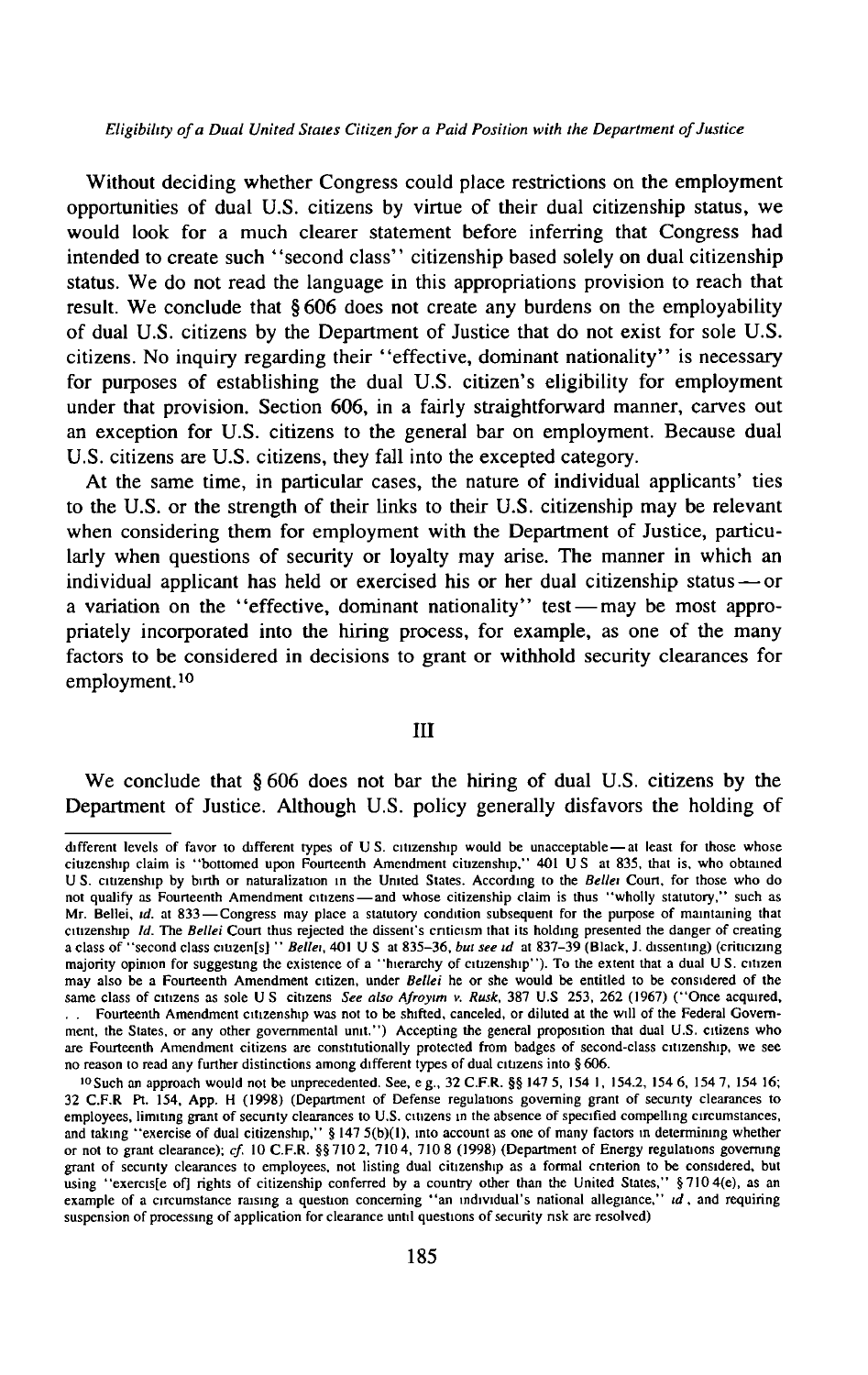Without deciding whether Congress could place restrictions on the employment opportunities of dual U.S. citizens by virtue of their dual citizenship status, we would look for a much clearer statement before inferring that Congress had intended to create such "second class" citizenship based solely on dual citizenship status. We do not read the language in this appropriations provision to reach that result. We conclude that § 606 does not create any burdens on the employability of dual U.S. citizens by the Department of Justice that do not exist for sole U.S. citizens. No inquiry regarding their "effective, dominant nationality" is necessary for purposes of establishing the dual U.S. citizen's eligibility for employment under that provision. Section 606, in a fairly straightforward manner, carves out an exception for U.S. citizens to the general bar on employment. Because dual U.S. citizens are U.S. citizens, they fall into the excepted category.

At the same time, in particular cases, the nature of individual applicants' ties to the U.S. or the strength of their links to their U.S. citizenship may be relevant when considering them for employment with the Department of Justice, particularly when questions of security or loyalty may arise. The manner in which an individual applicant has held or exercised his or her dual citizenship status — or a variation on the "effective, dominant nationality" test — may be most appropriately incorporated into the hiring process, for example, as one of the many factors to be considered in decisions to grant or withhold security clearances for employment.[10]

## III

We conclude that § 606 does not bar the hiring of dual U.S. citizens by the Department of Justice. Although U.S. policy generally disfavors the holding of

---

different levels of favor to different types of U.S. citizenship would be unacceptable — at least for those whose citizenship claim is "bottomed upon Fourteenth Amendment citizenship," 401 U.S. at 835, that is, who obtained U.S. citizenship by birth or naturalization in the United States. According to the *Bellei* Court, for those who do not qualify as Fourteenth Amendment citizens — and whose citizenship claim is thus "wholly statutory," such as Mr. Bellei, *id.* at 833 — Congress may place a statutory condition subsequent for the purpose of maintaining that citizenship *Id.* The *Bellei* Court thus rejected the dissent's criticism that its holding presented the danger of creating a class of "second class citizen[s]" *Bellei*, 401 U.S. at 835–36, *but see id* at 837–39 (Black, J. dissenting) (criticizing majority opinion for suggesting the existence of a "hierarchy of citizenship"). To the extent that a dual U.S. citizen may also be a Fourteenth Amendment citizen, under *Bellei* he or she would be entitled to be considered of the same class of citizens as sole U.S. citizens *See also Afroyim v. Rusk*, 387 U.S. 253, 262 (1967) ("Once acquired, . . . Fourteenth Amendment citizenship was not to be shifted, canceled, or diluted at the will of the Federal Government, the States, or any other governmental unit.") Accepting the general proposition that dual U.S. citizens who are Fourteenth Amendment citizens are constitutionally protected from badges of second-class citizenship, we see no reason to read any further distinctions among different types of dual citizens into § 606.

[10] Such an approach would not be unprecedented. See, e.g., 32 C.F.R. §§ 147.5, 154.1, 154.2, 154.6, 154.7, 154.16; 32 C.F.R. Pt. 154, App. H (1998) (Department of Defense regulations governing grant of security clearances to employees, limiting grant of security clearances to U.S. citizens in the absence of specified compelling circumstances, and taking "exercise of dual citizenship," § 147.5(b)(1), into account as one of many factors in determining whether or not to grant clearance); *cf.* 10 C.F.R. §§ 710.2, 710.4, 710.8 (1998) (Department of Energy regulations governing grant of security clearances to employees, not listing dual citizenship as a formal criterion to be considered, but using "exercis[e of] rights of citizenship conferred by a country other than the United States," § 710.4(e), as an example of a circumstance raising a question concerning "an individual's national allegiance," *id.*, and requiring suspension of processing of application for clearance until questions of security risk are resolved)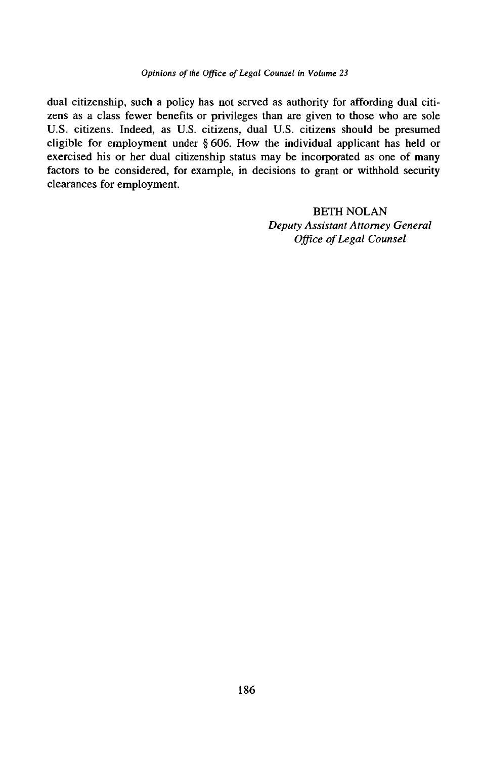dual citizenship, such a policy has not served as authority for affording dual citizens as a class fewer benefits or privileges than are given to those who are sole U.S. citizens. Indeed, as U.S. citizens, dual U.S. citizens should be presumed eligible for employment under § 606. How the individual applicant has held or exercised his or her dual citizenship status may be incorporated as one of many factors to be considered, for example, in decisions to grant or withhold security clearances for employment.

BETH NOLAN
*Deputy Assistant Attorney General*
*Office of Legal Counsel*